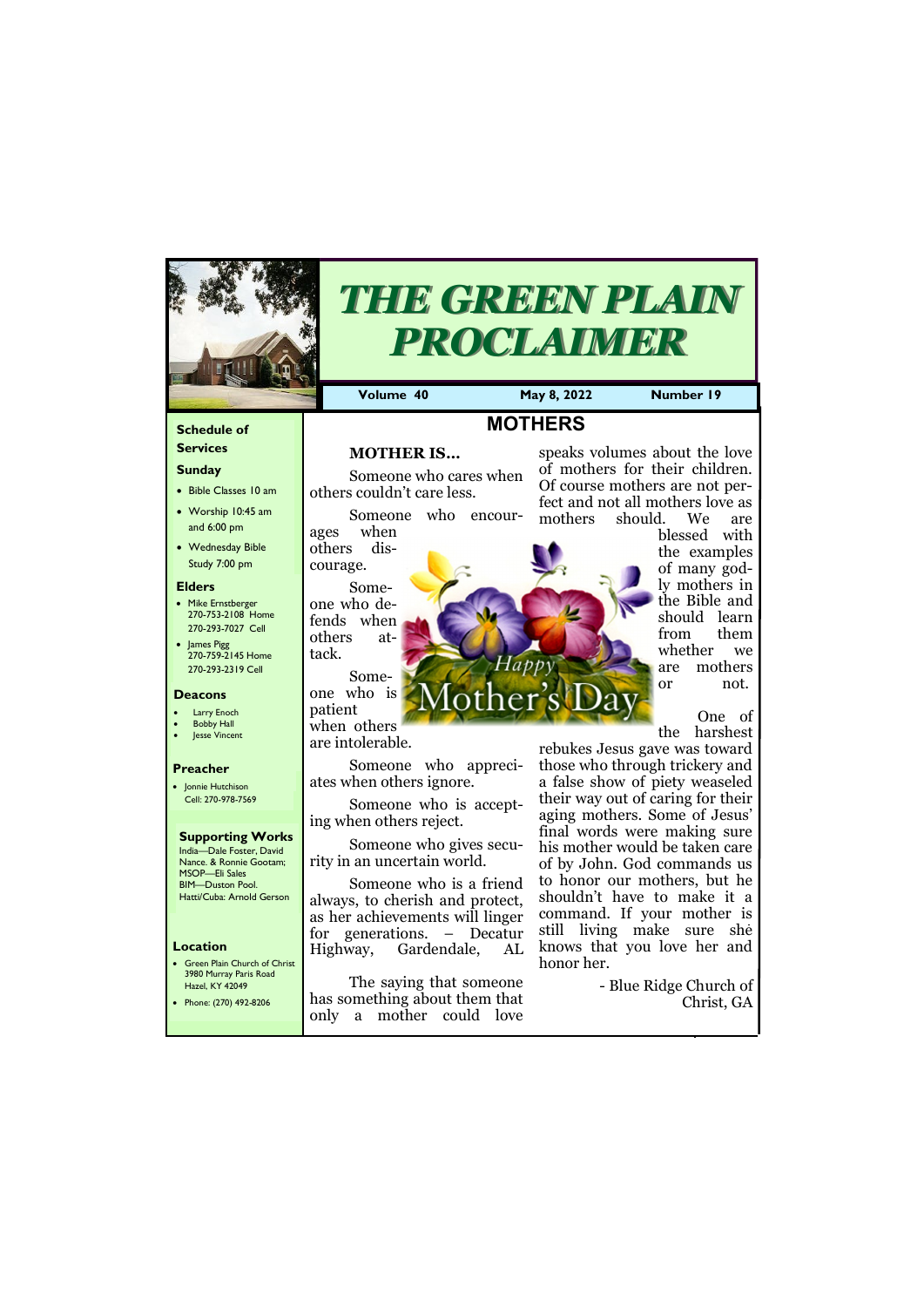# THE GREEN PLAIN PROCLAIMER

**Volume 40** | **May 8, 2022** | **Number 19**

## MOTHERS

### MOTHER IS…

Someone who cares when others couldn't care less.

Someone who encourages when others discourage.

Someone who defends when others attack.

Someone who is patient when others are intolerable.

Someone who appreciates when others ignore.

Someone who is accepting when others reject.

Someone who gives security in an uncertain world.

Someone who is a friend always, to cherish and protect, as her achievements will linger for generations. – Decatur Highway, Gardendale, AL

The saying that someone has something about them that only a mother could love speaks volumes about the love of mothers for their children. Of course mothers are not perfect and not all mothers love as mothers should. We are blessed with the examples of many godly mothers in the Bible and should learn from them whether we are mothers or not.

One of the harshest rebukes Jesus gave was toward those who through trickery and a false show of piety weaseled their way out of caring for their aging mothers. Some of Jesus' final words were making sure his mother would be taken care of by John. God commands us to honor our mothers, but he shouldn't have to make it a command. If your mother is still living make sure she knows that you love her and honor her.

- Blue Ridge Church of Christ, GA

### Schedule of Services

**Sunday**

- Bible Classes 10 am
- Worship 10:45 am and 6:00 pm
- Wednesday Bible Study 7:00 pm

### Elders

- Mike Ernstberger 270-753-2108 Home 270-293-7027 Cell
- James Pigg 270-759-2145 Home 270-293-2319 Cell

### Deacons

- Larry Enoch
- Bobby Hall
- Jesse Vincent

### Preacher

- Jonnie Hutchison Cell: 270-978-7569

### Supporting Works

India—Dale Foster, David Nance. & Ronnie Gootam;
MSOP—Eli Sales
BIM—Duston Pool.
Hatti/Cuba: Arnold Gerson

### Location

- Green Plain Church of Christ 3980 Murray Paris Road Hazel, KY 42049
- Phone: (270) 492-8206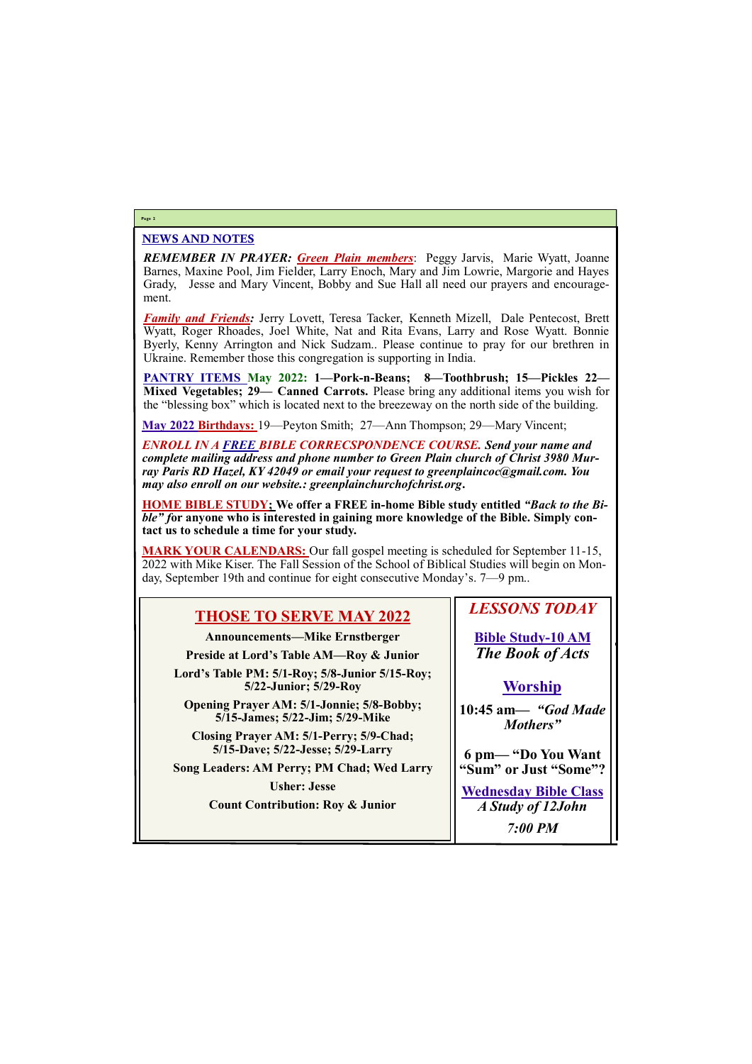## NEWS AND NOTES

***REMEMBER IN PRAYER:*** ***Green Plain members***: Peggy Jarvis, Marie Wyatt, Joanne Barnes, Maxine Pool, Jim Fielder, Larry Enoch, Mary and Jim Lowrie, Margorie and Hayes Grady, Jesse and Mary Vincent, Bobby and Sue Hall all need our prayers and encouragement.

***Family and Friends:*** Jerry Lovett, Teresa Tacker, Kenneth Mizell, Dale Pentecost, Brett Wyatt, Roger Rhoades, Joel White, Nat and Rita Evans, Larry and Rose Wyatt. Bonnie Byerly, Kenny Arrington and Nick Sudzam.. Please continue to pray for our brethren in Ukraine. Remember those this congregation is supporting in India.

**PANTRY ITEMS May 2022: 1—Pork-n-Beans; 8—Toothbrush; 15—Pickles 22—Mixed Vegetables; 29— Canned Carrots.** Please bring any additional items you wish for the "blessing box" which is located next to the breezeway on the north side of the building.

**May 2022 Birthdays:** 19—Peyton Smith; 27—Ann Thompson; 29—Mary Vincent;

***ENROLL IN A FREE BIBLE CORRECSPONDENCE COURSE. Send your name and complete mailing address and phone number to Green Plain church of Christ 3980 Murray Paris RD Hazel, KY 42049 or email your request to greenplaincoc@gmail.com. You may also enroll on our website.: greenplainchurchofchrist.org.***

**HOME BIBLE STUDY; We offer a FREE in-home Bible study entitled *"Back to the Bible" f*or anyone who is interested in gaining more knowledge of the Bible. Simply contact us to schedule a time for your study.**

**MARK YOUR CALENDARS:** Our fall gospel meeting is scheduled for September 11-15, 2022 with Mike Kiser. The Fall Session of the School of Biblical Studies will begin on Monday, September 19th and continue for eight consecutive Monday's. 7—9 pm..

## THOSE TO SERVE MAY 2022

**Announcements—Mike Ernstberger**

**Preside at Lord's Table AM—Roy & Junior**

**Lord's Table PM: 5/1-Roy; 5/8-Junior 5/15-Roy; 5/22-Junior; 5/29-Roy**

**Opening Prayer AM: 5/1-Jonnie; 5/8-Bobby; 5/15-James; 5/22-Jim; 5/29-Mike**

**Closing Prayer AM: 5/1-Perry; 5/9-Chad; 5/15-Dave; 5/22-Jesse; 5/29-Larry**

**Song Leaders: AM Perry; PM Chad; Wed Larry**

**Usher: Jesse**

**Count Contribution: Roy & Junior**

## *LESSONS TODAY*

**Bible Study-10 AM**

***The Book of Acts***

**Worship**

**10:45 am— *"God Made Mothers"***

**6 pm— "Do You Want "Sum" or Just "Some"?**

**Wednesday Bible Class**

***A Study of 12John***

***7:00 PM***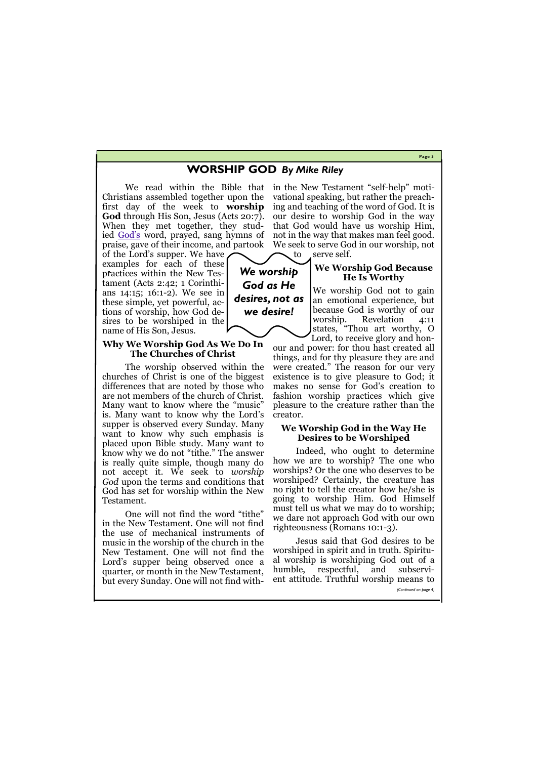## WORSHIP GOD *By Mike Riley*

We read within the Bible that Christians assembled together upon the first day of the week to **worship God** through His Son, Jesus (Acts 20:7). When they met together, they studied God's word, prayed, sang hymns of praise, gave of their income, and partook of the Lord's supper. We have examples for each of these practices within the New Testament (Acts 2:42; 1 Corinthians 14:15; 16:1-2). We see in these simple, yet powerful, actions of worship, how God desires to be worshiped in the name of His Son, Jesus.

*We worship God as He desires, not as we desire!*

### Why We Worship God As We Do In The Churches of Christ

The worship observed within the churches of Christ is one of the biggest differences that are noted by those who are not members of the church of Christ. Many want to know where the "music" is. Many want to know why the Lord's supper is observed every Sunday. Many want to know why such emphasis is placed upon Bible study. Many want to know why we do not "tithe." The answer is really quite simple, though many do not accept it. We seek to *worship God* upon the terms and conditions that God has set for worship within the New Testament.

One will not find the word "tithe" in the New Testament. One will not find the use of mechanical instruments of music in the worship of the church in the New Testament. One will not find the Lord's supper being observed once a quarter, or month in the New Testament, but every Sunday. One will not find within the New Testament "self-help" motivational speaking, but rather the preaching and teaching of the word of God. It is our desire to worship God in the way that God would have us worship Him, not in the way that makes man feel good. We seek to serve God in our worship, not to serve self.

### We Worship God Because He Is Worthy

We worship God not to gain an emotional experience, but because God is worthy of our worship. Revelation 4:11 states, "Thou art worthy, O Lord, to receive glory and honour and power: for thou hast created all things, and for thy pleasure they are and were created." The reason for our very existence is to give pleasure to God; it makes no sense for God's creation to fashion worship practices which give pleasure to the creature rather than the creator.

### We Worship God in the Way He Desires to be Worshiped

Indeed, who ought to determine how we are to worship? The one who worships? Or the one who deserves to be worshiped? Certainly, the creature has no right to tell the creator how he/she is going to worship Him. God Himself must tell us what we may do to worship; we dare not approach God with our own righteousness (Romans 10:1-3).

Jesus said that God desires to be worshiped in spirit and in truth. Spiritual worship is worshiping God out of a humble, respectful, and subservient attitude. Truthful worship means to

*(Continued on page 4)*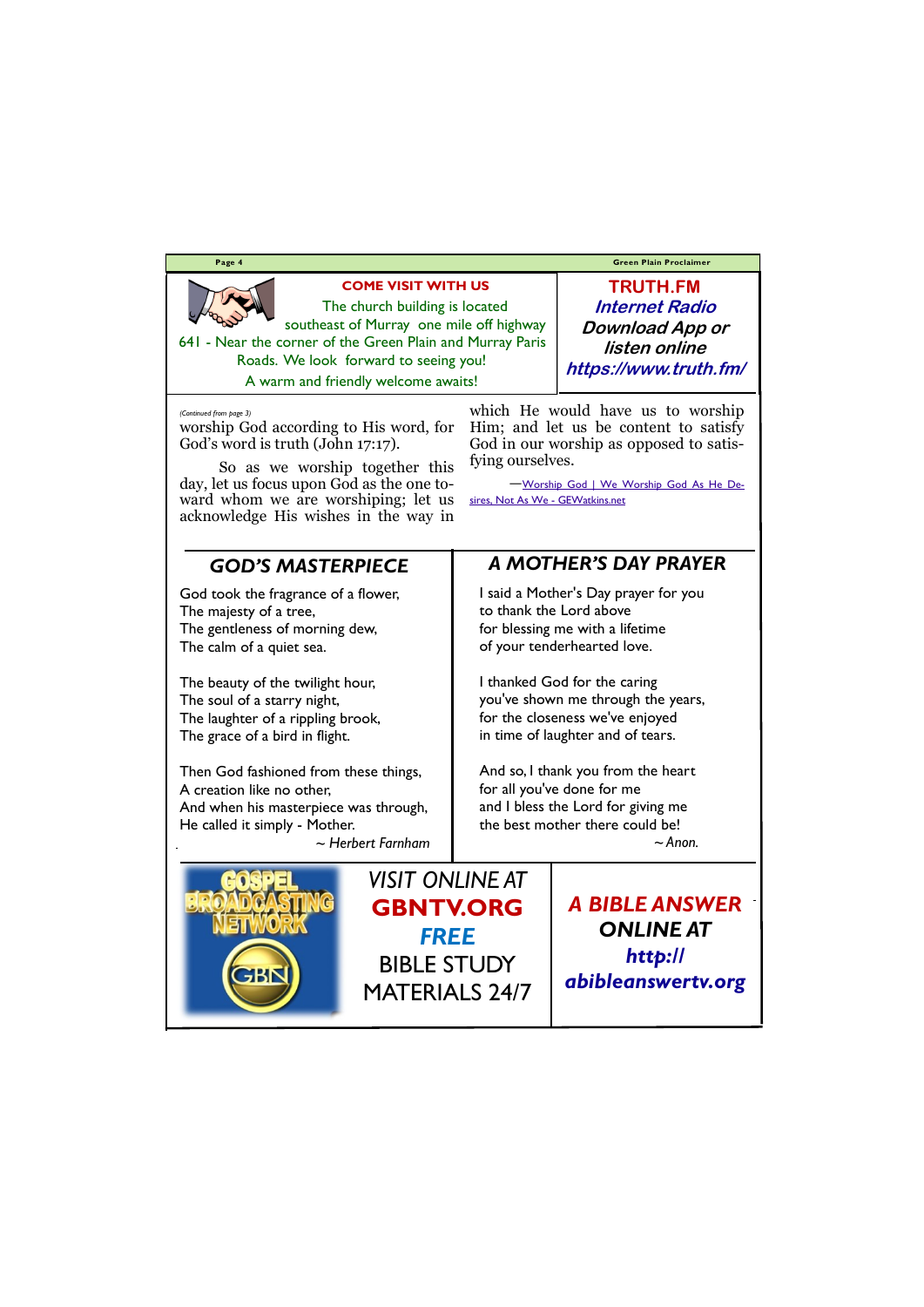## COME VISIT WITH US

The church building is located southeast of Murray one mile off highway 641 - Near the corner of the Green Plain and Murray Paris Roads. We look forward to seeing you!

A warm and friendly welcome awaits!

## TRUTH.FM

***Internet Radio***

***Download App or listen online***

***https://www.truth.fm/***

*(Continued from page 3)*

worship God according to His word, for God's word is truth (John 17:17).

So as we worship together this day, let us focus upon God as the one toward whom we are worshiping; let us acknowledge His wishes in the way in which He would have us to worship Him; and let us be content to satisfy God in our worship as opposed to satisfying ourselves.

—Worship God | We Worship God As He Desires, Not As We - GEWatkins.net

## GOD'S MASTERPIECE

God took the fragrance of a flower,
The majesty of a tree,
The gentleness of morning dew,
The calm of a quiet sea.

The beauty of the twilight hour,
The soul of a starry night,
The laughter of a rippling brook,
The grace of a bird in flight.

Then God fashioned from these things,
A creation like no other,
And when his masterpiece was through,
He called it simply - Mother.

*~ Herbert Farnham*

## A MOTHER'S DAY PRAYER

I said a Mother's Day prayer for you
to thank the Lord above
for blessing me with a lifetime
of your tenderhearted love.

I thanked God for the caring
you've shown me through the years,
for the closeness we've enjoyed
in time of laughter and of tears.

And so, I thank you from the heart
for all you've done for me
and I bless the Lord for giving me
the best mother there could be!

*~ Anon.*

GOSPEL BROADCASTING NETWORK

GBN

*VISIT ONLINE AT*

**GBNTV.ORG**

***FREE***

BIBLE STUDY MATERIALS 24/7

***A BIBLE ANSWER ONLINE AT***

***http://abibleanswertv.org***